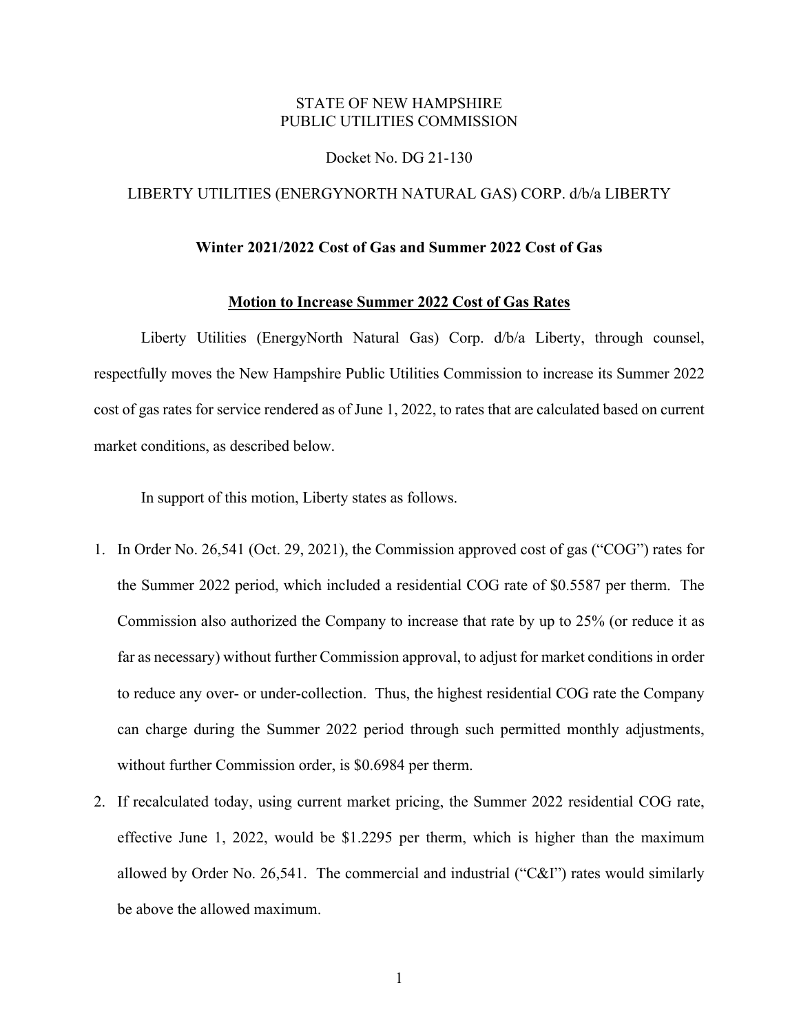STATE OF NEW HAMPSHIRE
PUBLIC UTILITIES COMMISSION

Docket No. DG 21-130

LIBERTY UTILITIES (ENERGYNORTH NATURAL GAS) CORP. d/b/a LIBERTY

**Winter 2021/2022 Cost of Gas and Summer 2022 Cost of Gas**

**Motion to Increase Summer 2022 Cost of Gas Rates**

Liberty Utilities (EnergyNorth Natural Gas) Corp. d/b/a Liberty, through counsel, respectfully moves the New Hampshire Public Utilities Commission to increase its Summer 2022 cost of gas rates for service rendered as of June 1, 2022, to rates that are calculated based on current market conditions, as described below.

In support of this motion, Liberty states as follows.

1. In Order No. 26,541 (Oct. 29, 2021), the Commission approved cost of gas ("COG") rates for the Summer 2022 period, which included a residential COG rate of $0.5587 per therm. The Commission also authorized the Company to increase that rate by up to 25% (or reduce it as far as necessary) without further Commission approval, to adjust for market conditions in order to reduce any over- or under-collection. Thus, the highest residential COG rate the Company can charge during the Summer 2022 period through such permitted monthly adjustments, without further Commission order, is $0.6984 per therm.
2. If recalculated today, using current market pricing, the Summer 2022 residential COG rate, effective June 1, 2022, would be $1.2295 per therm, which is higher than the maximum allowed by Order No. 26,541. The commercial and industrial ("C&I") rates would similarly be above the allowed maximum.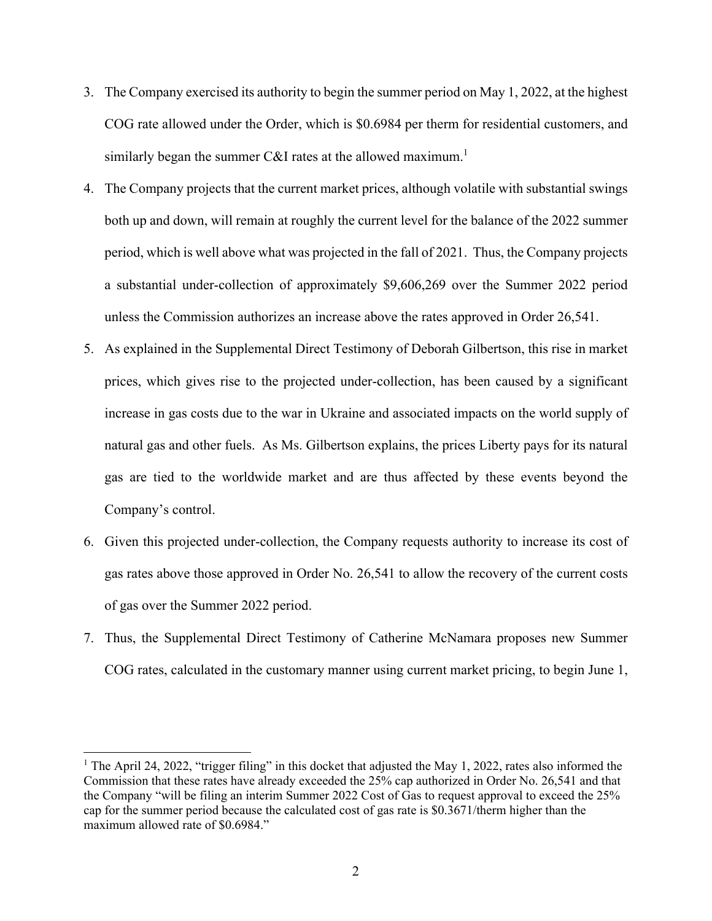3. The Company exercised its authority to begin the summer period on May 1, 2022, at the highest COG rate allowed under the Order, which is $0.6984 per therm for residential customers, and similarly began the summer C&I rates at the allowed maximum.[1]

4. The Company projects that the current market prices, although volatile with substantial swings both up and down, will remain at roughly the current level for the balance of the 2022 summer period, which is well above what was projected in the fall of 2021. Thus, the Company projects a substantial under-collection of approximately $9,606,269 over the Summer 2022 period unless the Commission authorizes an increase above the rates approved in Order 26,541.

5. As explained in the Supplemental Direct Testimony of Deborah Gilbertson, this rise in market prices, which gives rise to the projected under-collection, has been caused by a significant increase in gas costs due to the war in Ukraine and associated impacts on the world supply of natural gas and other fuels. As Ms. Gilbertson explains, the prices Liberty pays for its natural gas are tied to the worldwide market and are thus affected by these events beyond the Company's control.

6. Given this projected under-collection, the Company requests authority to increase its cost of gas rates above those approved in Order No. 26,541 to allow the recovery of the current costs of gas over the Summer 2022 period.

7. Thus, the Supplemental Direct Testimony of Catherine McNamara proposes new Summer COG rates, calculated in the customary manner using current market pricing, to begin June 1,

---

[1] The April 24, 2022, "trigger filing" in this docket that adjusted the May 1, 2022, rates also informed the Commission that these rates have already exceeded the 25% cap authorized in Order No. 26,541 and that the Company "will be filing an interim Summer 2022 Cost of Gas to request approval to exceed the 25% cap for the summer period because the calculated cost of gas rate is $0.3671/therm higher than the maximum allowed rate of $0.6984."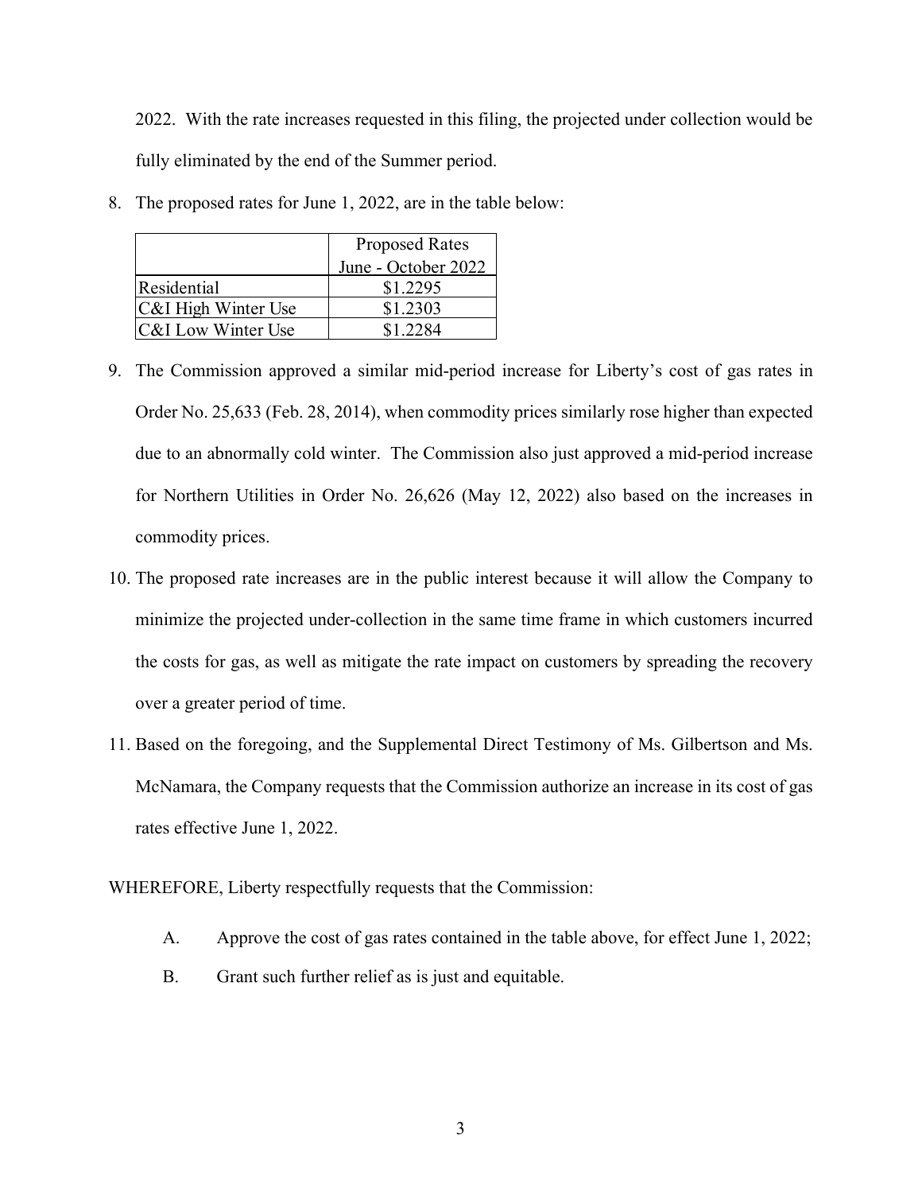2022. With the rate increases requested in this filing, the projected under collection would be fully eliminated by the end of the Summer period.

8. The proposed rates for June 1, 2022, are in the table below:

| | Proposed Rates June - October 2022 |
|---|---|
| Residential | $1.2295 |
| C&I High Winter Use | $1.2303 |
| C&I Low Winter Use | $1.2284 |

9. The Commission approved a similar mid-period increase for Liberty's cost of gas rates in Order No. 25,633 (Feb. 28, 2014), when commodity prices similarly rose higher than expected due to an abnormally cold winter. The Commission also just approved a mid-period increase for Northern Utilities in Order No. 26,626 (May 12, 2022) also based on the increases in commodity prices.

10. The proposed rate increases are in the public interest because it will allow the Company to minimize the projected under-collection in the same time frame in which customers incurred the costs for gas, as well as mitigate the rate impact on customers by spreading the recovery over a greater period of time.

11. Based on the foregoing, and the Supplemental Direct Testimony of Ms. Gilbertson and Ms. McNamara, the Company requests that the Commission authorize an increase in its cost of gas rates effective June 1, 2022.

WHEREFORE, Liberty respectfully requests that the Commission:

A. Approve the cost of gas rates contained in the table above, for effect June 1, 2022;

B. Grant such further relief as is just and equitable.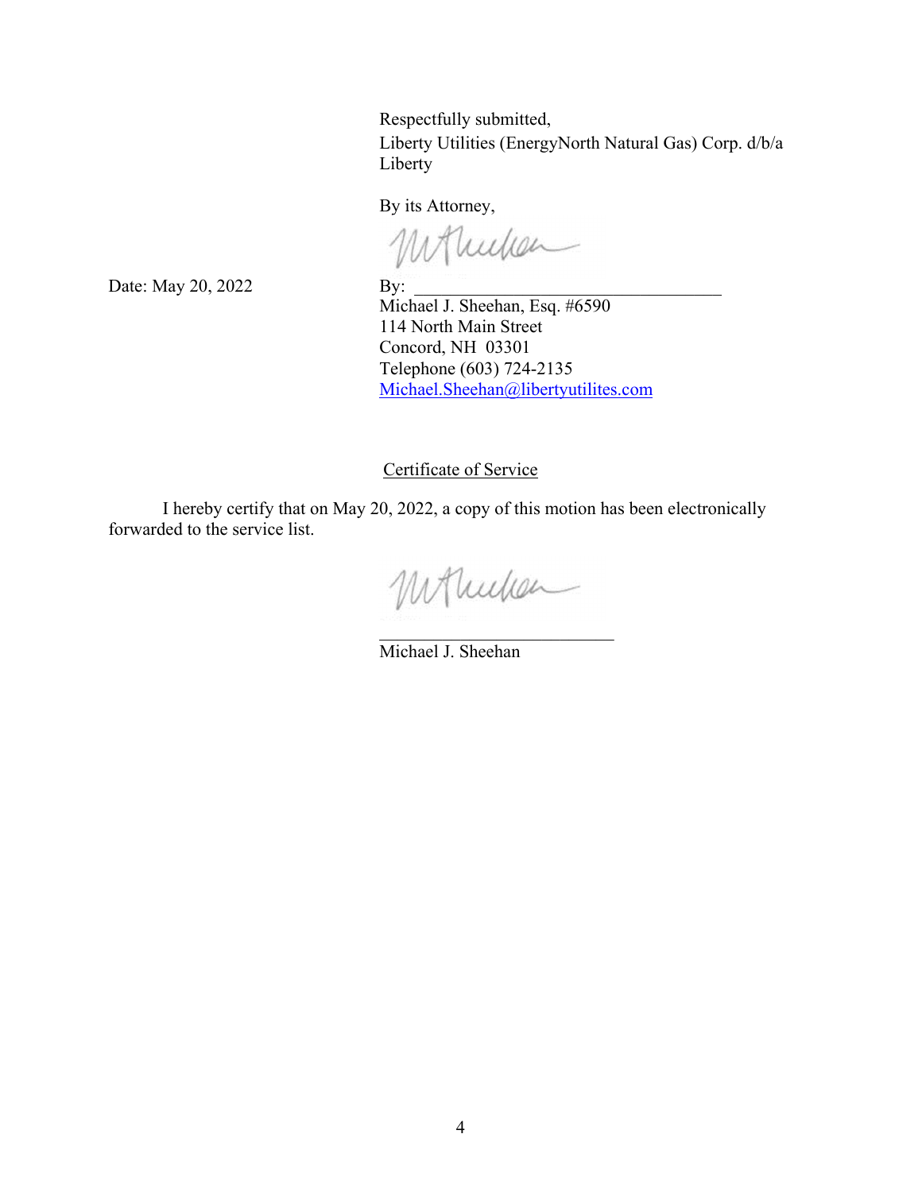Respectfully submitted,
Liberty Utilities (EnergyNorth Natural Gas) Corp. d/b/a Liberty

By its Attorney,

Date: May 20, 2022

By: ________________________________
Michael J. Sheehan, Esq. #6590
114 North Main Street
Concord, NH 03301
Telephone (603) 724-2135
Michael.Sheehan@libertyutilites.com

Certificate of Service

I hereby certify that on May 20, 2022, a copy of this motion has been electronically forwarded to the service list.

________________________
Michael J. Sheehan